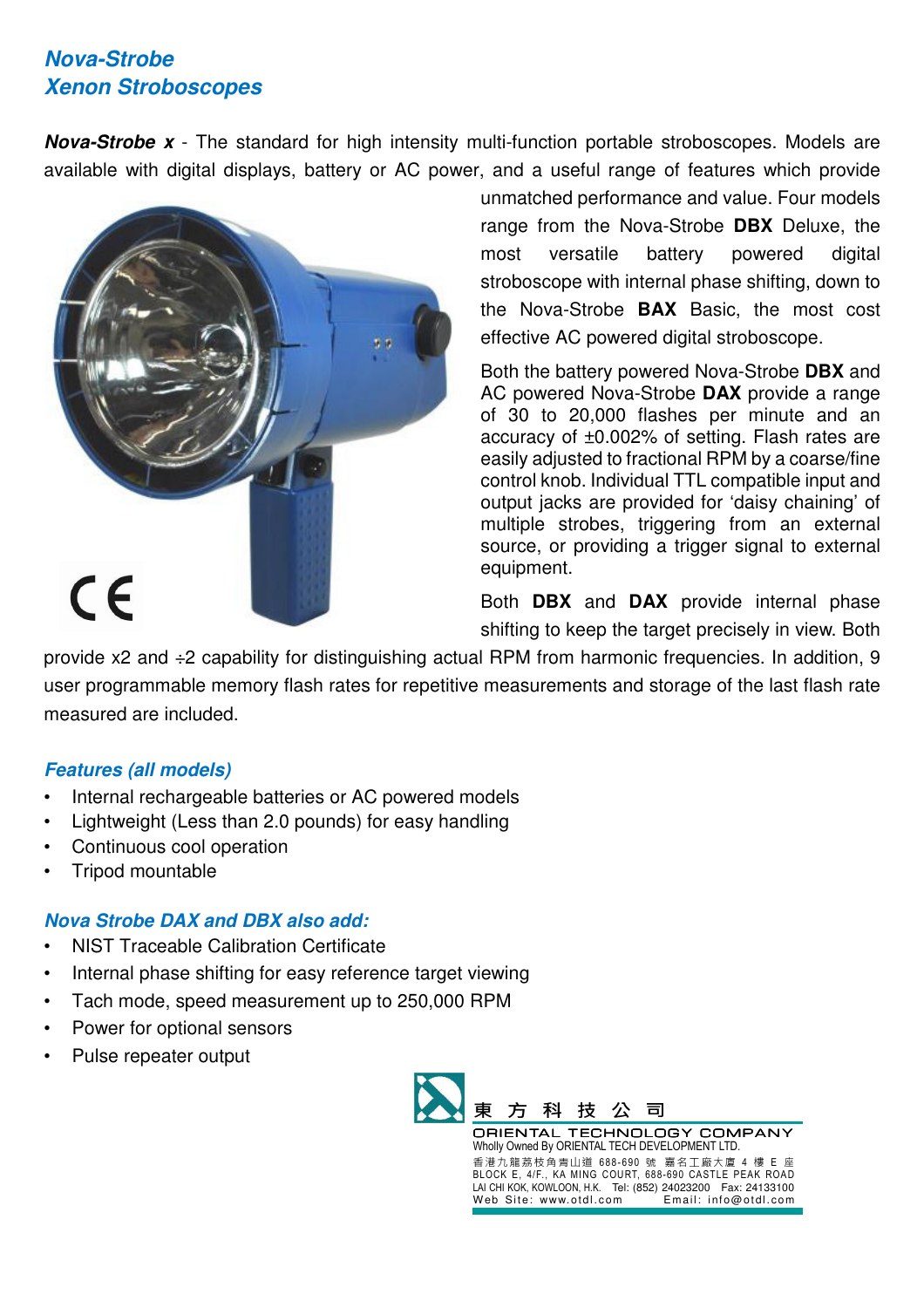## *Nova-Strobe*
## *Xenon Stroboscopes*

***Nova-Strobe x*** - The standard for high intensity multi-function portable stroboscopes. Models are available with digital displays, battery or AC power, and a useful range of features which provide unmatched performance and value. Four models range from the Nova-Strobe **DBX** Deluxe, the most versatile battery powered digital stroboscope with internal phase shifting, down to the Nova-Strobe **BAX** Basic, the most cost effective AC powered digital stroboscope.

Both the battery powered Nova-Strobe **DBX** and AC powered Nova-Strobe **DAX** provide a range of 30 to 20,000 flashes per minute and an accuracy of ±0.002% of setting. Flash rates are easily adjusted to fractional RPM by a coarse/fine control knob. Individual TTL compatible input and output jacks are provided for 'daisy chaining' of multiple strobes, triggering from an external source, or providing a trigger signal to external equipment.

Both **DBX** and **DAX** provide internal phase shifting to keep the target precisely in view. Both provide x2 and ÷2 capability for distinguishing actual RPM from harmonic frequencies. In addition, 9 user programmable memory flash rates for repetitive measurements and storage of the last flash rate measured are included.

### *Features (all models)*

- Internal rechargeable batteries or AC powered models
- Lightweight (Less than 2.0 pounds) for easy handling
- Continuous cool operation
- Tripod mountable

### *Nova Strobe DAX and DBX also add:*

- NIST Traceable Calibration Certificate
- Internal phase shifting for easy reference target viewing
- Tach mode, speed measurement up to 250,000 RPM
- Power for optional sensors
- Pulse repeater output

東 方 科 技 公 司
ORIENTAL TECHNOLOGY COMPANY
Wholly Owned By ORIENTAL TECH DEVELOPMENT LTD.
香港九龍荔枝角青山道 688-690 號 嘉名工廠大廈 4 樓 E 座
BLOCK E, 4/F., KA MING COURT, 688-690 CASTLE PEAK ROAD
LAI CHI KOK, KOWLOON, H.K. Tel: (852) 24023200 Fax: 24133100
Web Site: www.otdl.com Email: info@otdl.com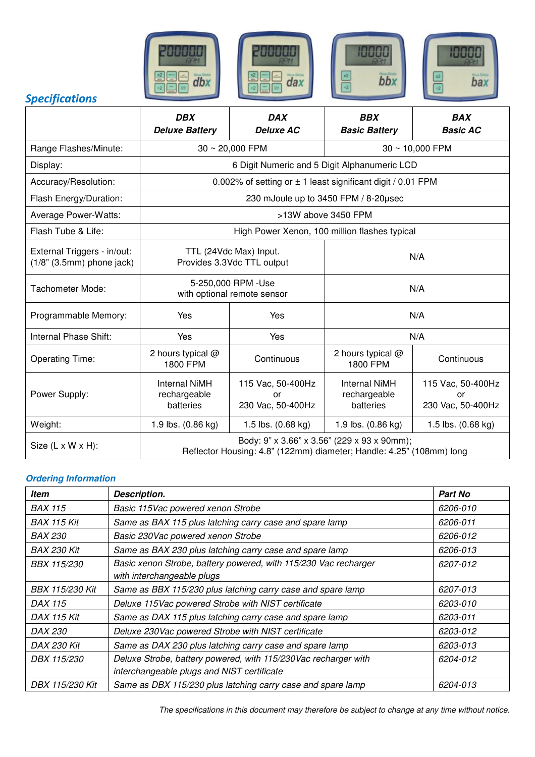## *Specifications*

| | **DBX Deluxe Battery** | **DAX Deluxe AC** | **BBX Basic Battery** | **BAX Basic AC** |
|---|---|---|---|---|
| Range Flashes/Minute: | 30 ~ 20,000 FPM | | 30 ~ 10,000 FPM | |
| Display: | 6 Digit Numeric and 5 Digit Alphanumeric LCD | | | |
| Accuracy/Resolution: | 0.002% of setting or ± 1 least significant digit / 0.01 FPM | | | |
| Flash Energy/Duration: | 230 mJoule up to 3450 FPM / 8-20µsec | | | |
| Average Power-Watts: | >13W above 3450 FPM | | | |
| Flash Tube & Life: | High Power Xenon, 100 million flashes typical | | | |
| External Triggers - in/out: (1/8" (3.5mm) phone jack) | TTL (24Vdc Max) Input. Provides 3.3Vdc TTL output | | N/A | |
| Tachometer Mode: | 5-250,000 RPM -Use with optional remote sensor | | N/A | |
| Programmable Memory: | Yes | Yes | N/A | |
| Internal Phase Shift: | Yes | Yes | N/A | |
| Operating Time: | 2 hours typical @ 1800 FPM | Continuous | 2 hours typical @ 1800 FPM | Continuous |
| Power Supply: | Internal NiMH rechargeable batteries | 115 Vac, 50-400Hz or 230 Vac, 50-400Hz | Internal NiMH rechargeable batteries | 115 Vac, 50-400Hz or 230 Vac, 50-400Hz |
| Weight: | 1.9 lbs. (0.86 kg) | 1.5 lbs. (0.68 kg) | 1.9 lbs. (0.86 kg) | 1.5 lbs. (0.68 kg) |
| Size (L x W x H): | Body: 9" x 3.66" x 3.56" (229 x 93 x 90mm); Reflector Housing: 4.8" (122mm) diameter; Handle: 4.25" (108mm) long | | | |

### *Ordering Information*

| ***Item*** | ***Description.*** | ***Part No*** |
|---|---|---|
| *BAX 115* | *Basic 115Vac powered xenon Strobe* | *6206-010* |
| *BAX 115 Kit* | *Same as BAX 115 plus latching carry case and spare lamp* | *6206-011* |
| *BAX 230* | *Basic 230Vac powered xenon Strobe* | *6206-012* |
| *BAX 230 Kit* | *Same as BAX 230 plus latching carry case and spare lamp* | *6206-013* |
| *BBX 115/230* | *Basic xenon Strobe, battery powered, with 115/230 Vac recharger with interchangeable plugs* | *6207-012* |
| *BBX 115/230 Kit* | *Same as BBX 115/230 plus latching carry case and spare lamp* | *6207-013* |
| *DAX 115* | *Deluxe 115Vac powered Strobe with NIST certificate* | *6203-010* |
| *DAX 115 Kit* | *Same as DAX 115 plus latching carry case and spare lamp* | *6203-011* |
| *DAX 230* | *Deluxe 230Vac powered Strobe with NIST certificate* | *6203-012* |
| *DAX 230 Kit* | *Same as DAX 230 plus latching carry case and spare lamp* | *6203-013* |
| *DBX 115/230* | *Deluxe Strobe, battery powered, with 115/230Vac recharger with interchangeable plugs and NIST certificate* | *6204-012* |
| *DBX 115/230 Kit* | *Same as DBX 115/230 plus latching carry case and spare lamp* | *6204-013* |

*The specifications in this document may therefore be subject to change at any time without notice.*